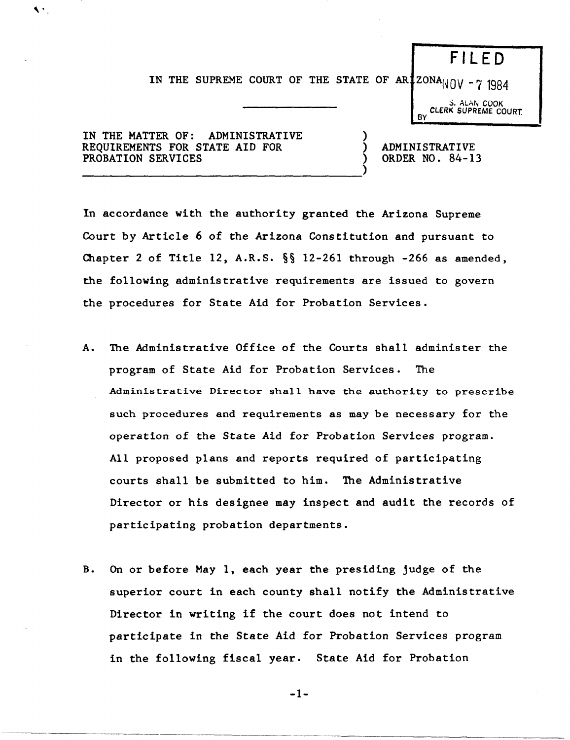FILED
NOV - 7 1984
S. ALAN COOK
CLERK SUPREME COURT
BY

IN THE SUPREME COURT OF THE STATE OF ARIZONA

---

IN THE MATTER OF: ADMINISTRATIVE REQUIREMENTS FOR STATE AID FOR PROBATION SERVICES

ADMINISTRATIVE ORDER NO. 84-13

In accordance with the authority granted the Arizona Supreme Court by Article 6 of the Arizona Constitution and pursuant to Chapter 2 of Title 12, A.R.S. §§ 12-261 through -266 as amended, the following administrative requirements are issued to govern the procedures for State Aid for Probation Services.

A. The Administrative Office of the Courts shall administer the program of State Aid for Probation Services. The Administrative Director shall have the authority to prescribe such procedures and requirements as may be necessary for the operation of the State Aid for Probation Services program. All proposed plans and reports required of participating courts shall be submitted to him. The Administrative Director or his designee may inspect and audit the records of participating probation departments.

B. On or before May 1, each year the presiding judge of the superior court in each county shall notify the Administrative Director in writing if the court does not intend to participate in the State Aid for Probation Services program in the following fiscal year. State Aid for Probation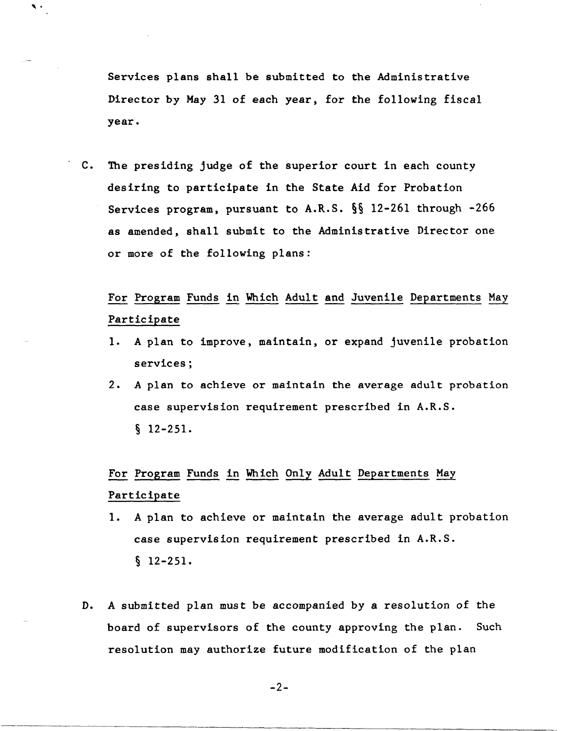Services plans shall be submitted to the Administrative Director by May 31 of each year, for the following fiscal year.

C. The presiding judge of the superior court in each county desiring to participate in the State Aid for Probation Services program, pursuant to A.R.S. §§ 12-261 through -266 as amended, shall submit to the Administrative Director one or more of the following plans:

<u>For Program Funds in Which Adult and Juvenile Departments May Participate</u>

1. A plan to improve, maintain, or expand juvenile probation services;
2. A plan to achieve or maintain the average adult probation case supervision requirement prescribed in A.R.S. § 12-251.

<u>For Program Funds in Which Only Adult Departments May Participate</u>

1. A plan to achieve or maintain the average adult probation case supervision requirement prescribed in A.R.S. § 12-251.

D. A submitted plan must be accompanied by a resolution of the board of supervisors of the county approving the plan. Such resolution may authorize future modification of the plan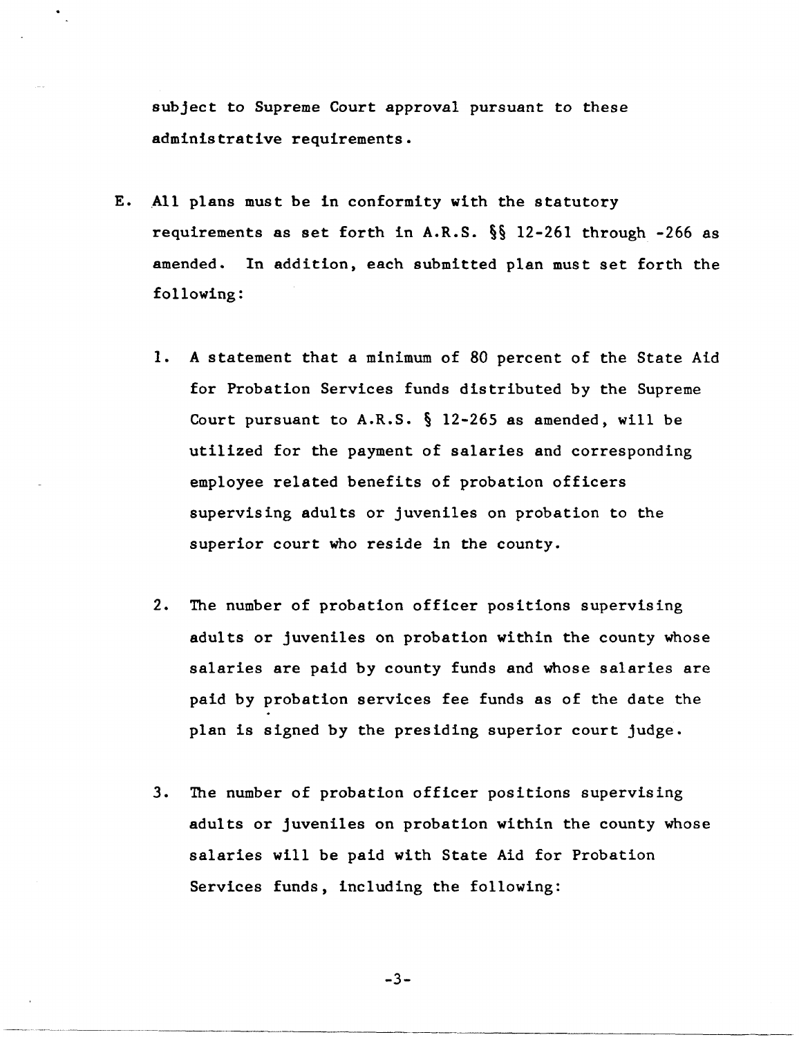subject to Supreme Court approval pursuant to these administrative requirements.

E. All plans must be in conformity with the statutory requirements as set forth in A.R.S. §§ 12-261 through -266 as amended. In addition, each submitted plan must set forth the following:

   1. A statement that a minimum of 80 percent of the State Aid for Probation Services funds distributed by the Supreme Court pursuant to A.R.S. § 12-265 as amended, will be utilized for the payment of salaries and corresponding employee related benefits of probation officers supervising adults or juveniles on probation to the superior court who reside in the county.

   2. The number of probation officer positions supervising adults or juveniles on probation within the county whose salaries are paid by county funds and whose salaries are paid by probation services fee funds as of the date the plan is signed by the presiding superior court judge.

   3. The number of probation officer positions supervising adults or juveniles on probation within the county whose salaries will be paid with State Aid for Probation Services funds, including the following: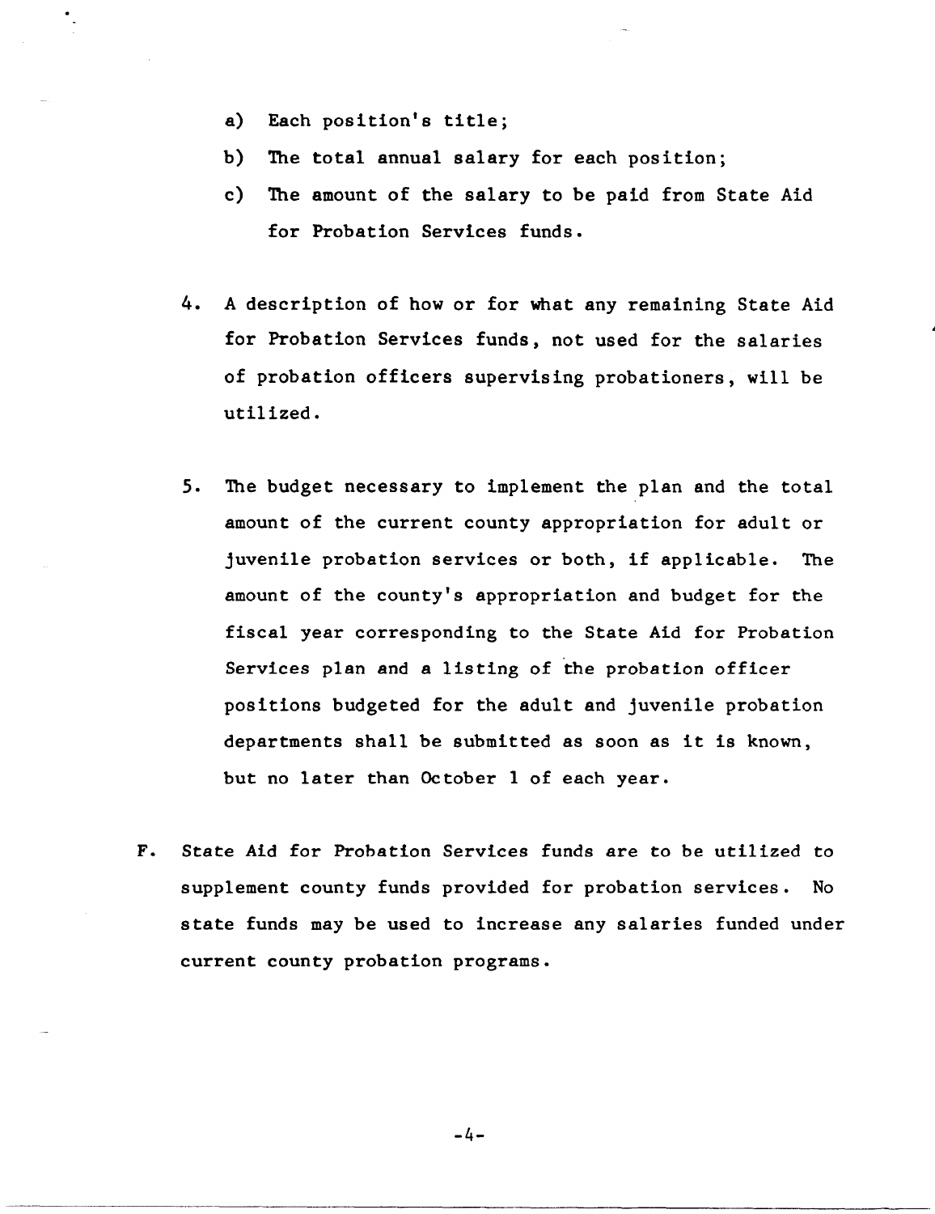a) Each position's title;

b) The total annual salary for each position;

c) The amount of the salary to be paid from State Aid for Probation Services funds.

4. A description of how or for what any remaining State Aid for Probation Services funds, not used for the salaries of probation officers supervising probationers, will be utilized.

5. The budget necessary to implement the plan and the total amount of the current county appropriation for adult or juvenile probation services or both, if applicable. The amount of the county's appropriation and budget for the fiscal year corresponding to the State Aid for Probation Services plan and a listing of the probation officer positions budgeted for the adult and juvenile probation departments shall be submitted as soon as it is known, but no later than October 1 of each year.

F. State Aid for Probation Services funds are to be utilized to supplement county funds provided for probation services. No state funds may be used to increase any salaries funded under current county probation programs.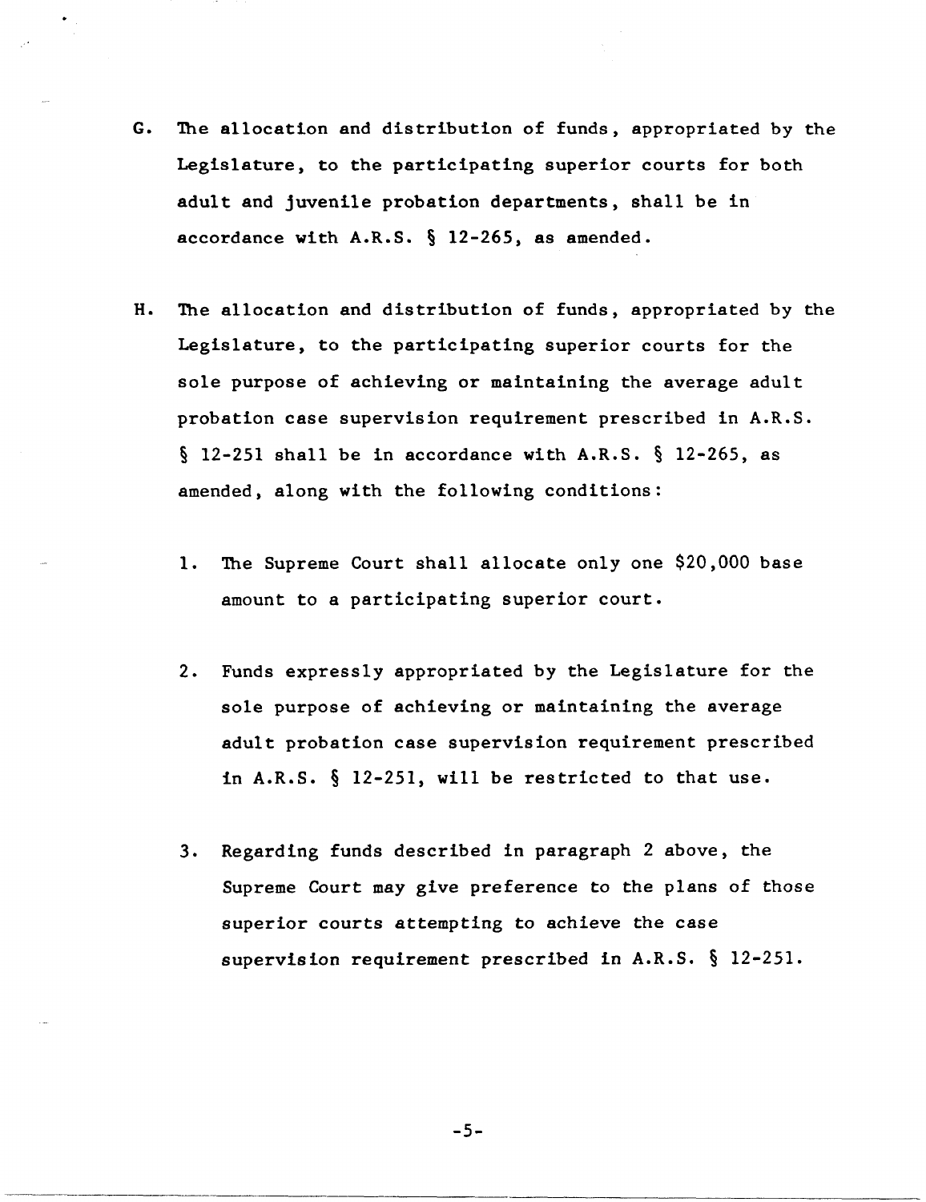G. The allocation and distribution of funds, appropriated by the Legislature, to the participating superior courts for both adult and juvenile probation departments, shall be in accordance with A.R.S. § 12-265, as amended.

H. The allocation and distribution of funds, appropriated by the Legislature, to the participating superior courts for the sole purpose of achieving or maintaining the average adult probation case supervision requirement prescribed in A.R.S. § 12-251 shall be in accordance with A.R.S. § 12-265, as amended, along with the following conditions:

   1. The Supreme Court shall allocate only one $20,000 base amount to a participating superior court.

   2. Funds expressly appropriated by the Legislature for the sole purpose of achieving or maintaining the average adult probation case supervision requirement prescribed in A.R.S. § 12-251, will be restricted to that use.

   3. Regarding funds described in paragraph 2 above, the Supreme Court may give preference to the plans of those superior courts attempting to achieve the case supervision requirement prescribed in A.R.S. § 12-251.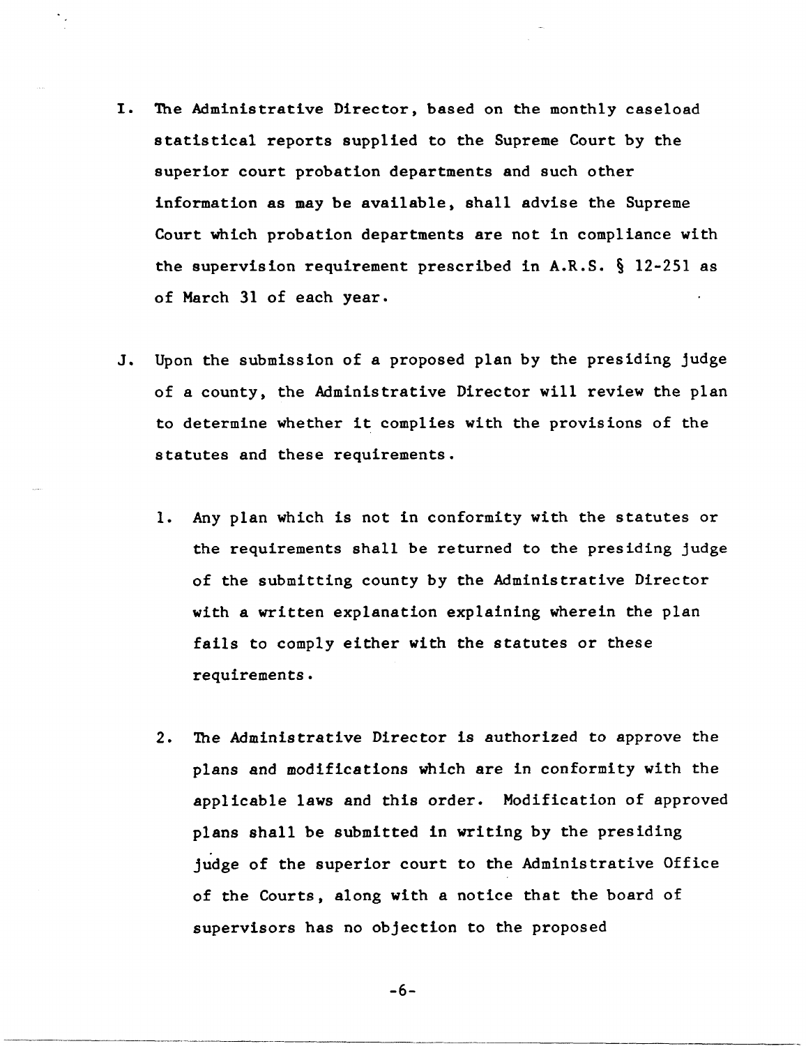I. The Administrative Director, based on the monthly caseload statistical reports supplied to the Supreme Court by the superior court probation departments and such other information as may be available, shall advise the Supreme Court which probation departments are not in compliance with the supervision requirement prescribed in A.R.S. § 12-251 as of March 31 of each year.

J. Upon the submission of a proposed plan by the presiding judge of a county, the Administrative Director will review the plan to determine whether it complies with the provisions of the statutes and these requirements.

   1. Any plan which is not in conformity with the statutes or the requirements shall be returned to the presiding judge of the submitting county by the Administrative Director with a written explanation explaining wherein the plan fails to comply either with the statutes or these requirements.

   2. The Administrative Director is authorized to approve the plans and modifications which are in conformity with the applicable laws and this order. Modification of approved plans shall be submitted in writing by the presiding judge of the superior court to the Administrative Office of the Courts, along with a notice that the board of supervisors has no objection to the proposed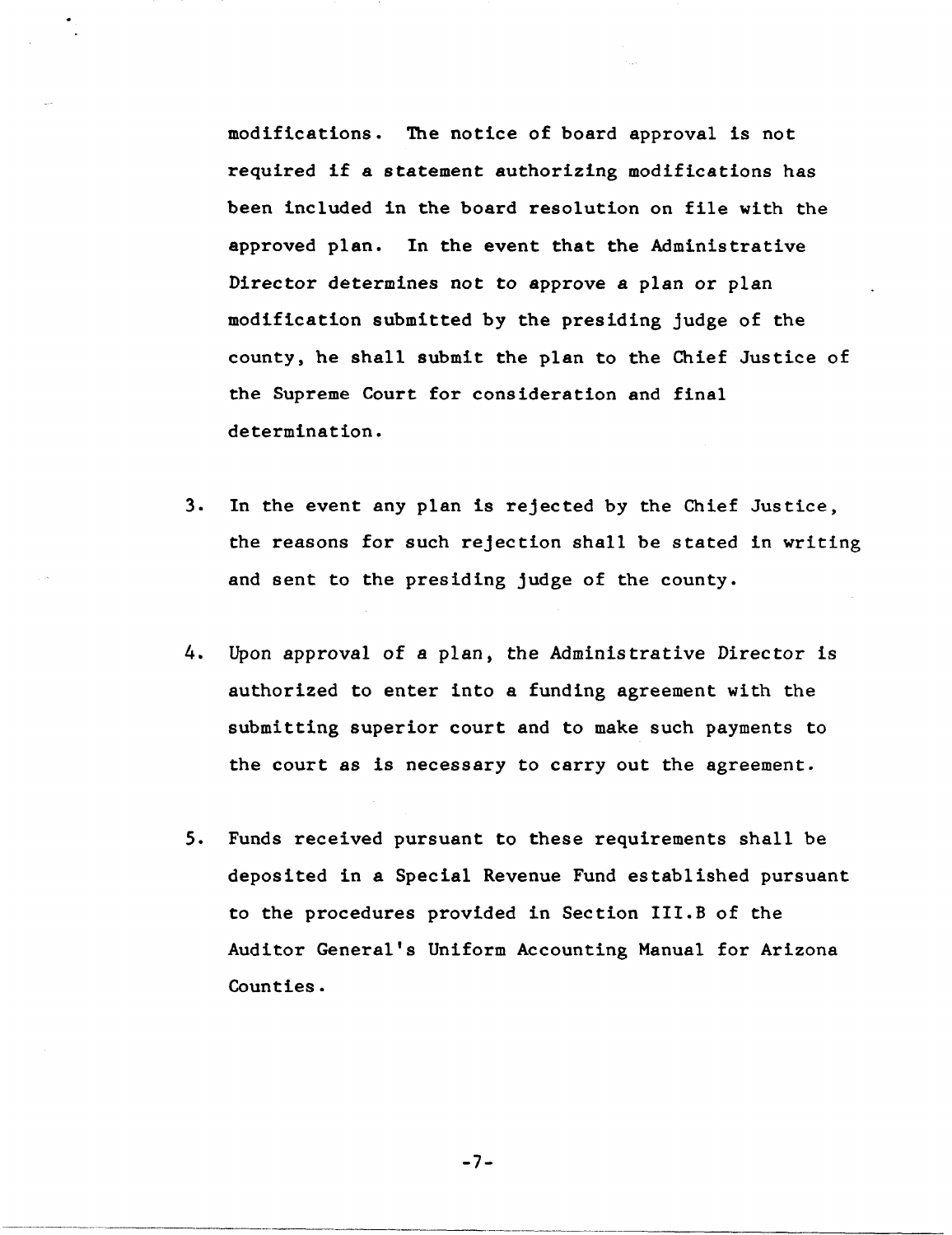modifications. The notice of board approval is not required if a statement authorizing modifications has been included in the board resolution on file with the approved plan. In the event that the Administrative Director determines not to approve a plan or plan modification submitted by the presiding judge of the county, he shall submit the plan to the Chief Justice of the Supreme Court for consideration and final determination.

3. In the event any plan is rejected by the Chief Justice, the reasons for such rejection shall be stated in writing and sent to the presiding judge of the county.

4. Upon approval of a plan, the Administrative Director is authorized to enter into a funding agreement with the submitting superior court and to make such payments to the court as is necessary to carry out the agreement.

5. Funds received pursuant to these requirements shall be deposited in a Special Revenue Fund established pursuant to the procedures provided in Section III.B of the Auditor General's Uniform Accounting Manual for Arizona Counties.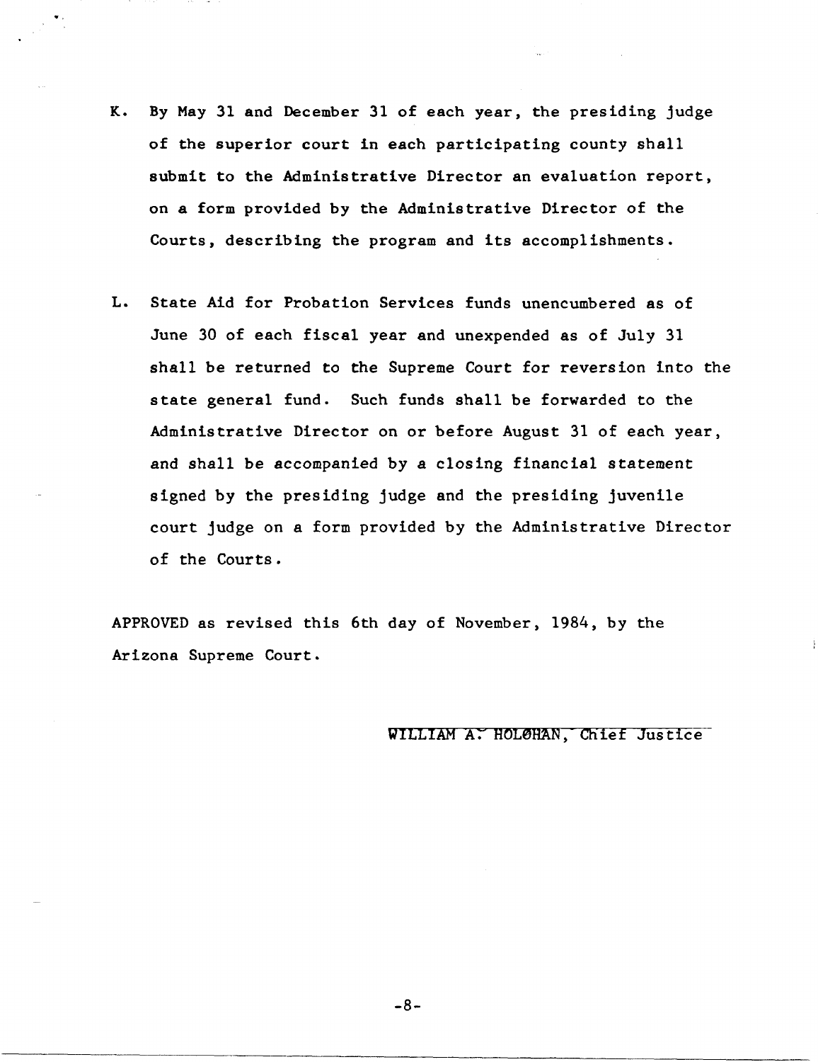K. By May 31 and December 31 of each year, the presiding judge of the superior court in each participating county shall submit to the Administrative Director an evaluation report, on a form provided by the Administrative Director of the Courts, describing the program and its accomplishments.

L. State Aid for Probation Services funds unencumbered as of June 30 of each fiscal year and unexpended as of July 31 shall be returned to the Supreme Court for reversion into the state general fund. Such funds shall be forwarded to the Administrative Director on or before August 31 of each year, and shall be accompanied by a closing financial statement signed by the presiding judge and the presiding juvenile court judge on a form provided by the Administrative Director of the Courts.

APPROVED as revised this 6th day of November, 1984, by the Arizona Supreme Court.

WILLIAM A. HOLOHAN, Chief Justice